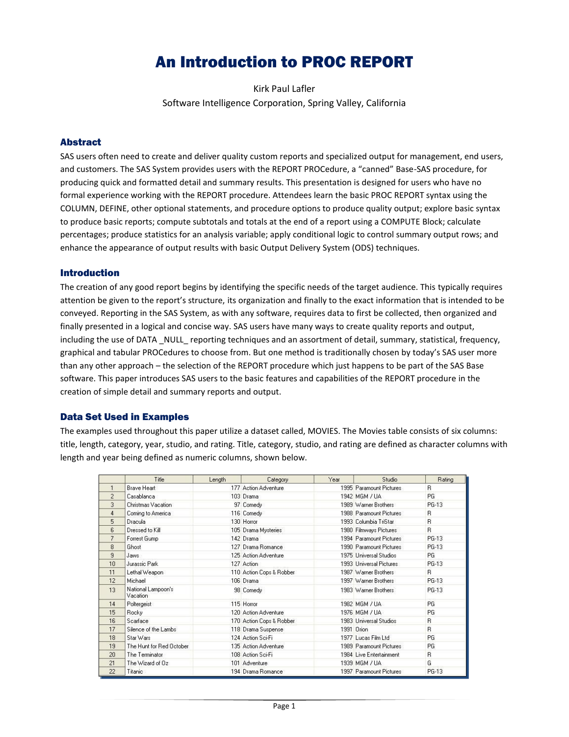# An Introduction to PROC REPORT

Kirk Paul Lafler

Software Intelligence Corporation, Spring Valley, California

## Abstract

SAS users often need to create and deliver quality custom reports and specialized output for management, end users, and customers. The SAS System provides users with the REPORT PROCedure, a "canned" Base-SAS procedure, for producing quick and formatted detail and summary results. This presentation is designed for users who have no formal experience working with the REPORT procedure. Attendees learn the basic PROC REPORT syntax using the COLUMN, DEFINE, other optional statements, and procedure options to produce quality output; explore basic syntax to produce basic reports; compute subtotals and totals at the end of a report using a COMPUTE Block; calculate percentages; produce statistics for an analysis variable; apply conditional logic to control summary output rows; and enhance the appearance of output results with basic Output Delivery System (ODS) techniques.

## Introduction

The creation of any good report begins by identifying the specific needs of the target audience. This typically requires attention be given to the report's structure, its organization and finally to the exact information that is intended to be conveyed. Reporting in the SAS System, as with any software, requires data to first be collected, then organized and finally presented in a logical and concise way. SAS users have many ways to create quality reports and output, including the use of DATA _NULL_ reporting techniques and an assortment of detail, summary, statistical, frequency, graphical and tabular PROCedures to choose from. But one method is traditionally chosen by today's SAS user more than any other approach – the selection of the REPORT procedure which just happens to be part of the SAS Base software. This paper introduces SAS users to the basic features and capabilities of the REPORT procedure in the creation of simple detail and summary reports and output.

## Data Set Used in Examples

The examples used throughout this paper utilize a dataset called, MOVIES. The Movies table consists of six columns: title, length, category, year, studio, and rating. Title, category, studio, and rating are defined as character columns with length and year being defined as numeric columns, shown below.

| | Title | Length | Category | Year | Studio | Rating |
|---|---|---|---|---|---|---|
| 1 | Brave Heart | 177 | Action Adventure | 1995 | Paramount Pictures | R |
| 2 | Casablanca | 103 | Drama | 1942 | MGM / UA | PG |
| 3 | Christmas Vacation | 97 | Comedy | 1989 | Warner Brothers | PG-13 |
| 4 | Coming to America | 116 | Comedy | 1988 | Paramount Pictures | R |
| 5 | Dracula | 130 | Horror | 1993 | Columbia TriStar | R |
| 6 | Dressed to Kill | 105 | Drama Mysteries | 1980 | Filmways Pictures | R |
| 7 | Forrest Gump | 142 | Drama | 1994 | Paramount Pictures | PG-13 |
| 8 | Ghost | 127 | Drama Romance | 1990 | Paramount Pictures | PG-13 |
| 9 | Jaws | 125 | Action Adventure | 1975 | Universal Studios | PG |
| 10 | Jurassic Park | 127 | Action | 1993 | Universal Pictures | PG-13 |
| 11 | Lethal Weapon | 110 | Action Cops & Robber | 1987 | Warner Brothers | R |
| 12 | Michael | 106 | Drama | 1997 | Warner Brothers | PG-13 |
| 13 | National Lampoon's Vacation | 98 | Comedy | 1983 | Warner Brothers | PG-13 |
| 14 | Poltergeist | 115 | Horror | 1982 | MGM / UA | PG |
| 15 | Rocky | 120 | Action Adventure | 1976 | MGM / UA | PG |
| 16 | Scarface | 170 | Action Cops & Robber | 1983 | Universal Studios | R |
| 17 | Silence of the Lambs | 118 | Drama Suspense | 1991 | Orion | R |
| 18 | Star Wars | 124 | Action Sci-Fi | 1977 | Lucas Film Ltd | PG |
| 19 | The Hunt for Red October | 135 | Action Adventure | 1989 | Paramount Pictures | PG |
| 20 | The Terminator | 108 | Action Sci-Fi | 1984 | Live Entertainment | R |
| 21 | The Wizard of Oz | 101 | Adventure | 1939 | MGM / UA | G |
| 22 | Titanic | 194 | Drama Romance | 1997 | Paramount Pictures | PG-13 |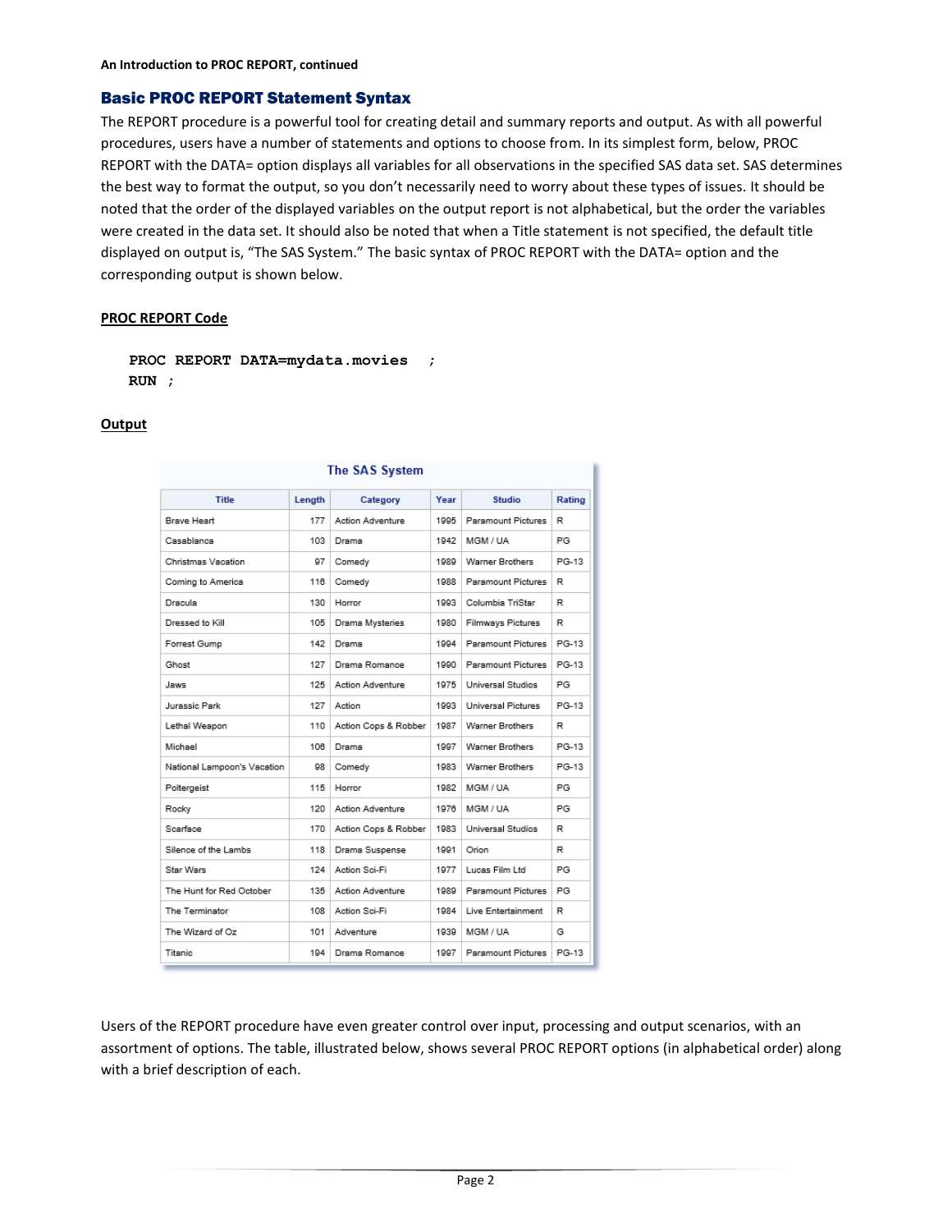## Basic PROC REPORT Statement Syntax

The REPORT procedure is a powerful tool for creating detail and summary reports and output. As with all powerful procedures, users have a number of statements and options to choose from. In its simplest form, below, PROC REPORT with the DATA= option displays all variables for all observations in the specified SAS data set. SAS determines the best way to format the output, so you don't necessarily need to worry about these types of issues. It should be noted that the order of the displayed variables on the output report is not alphabetical, but the order the variables were created in the data set. It should also be noted that when a Title statement is not specified, the default title displayed on output is, "The SAS System." The basic syntax of PROC REPORT with the DATA= option and the corresponding output is shown below.

**PROC REPORT Code**

```
PROC REPORT DATA=mydata.movies   ;
RUN ;
```

**Output**

The SAS System

| Title | Length | Category | Year | Studio | Rating |
|---|---|---|---|---|---|
| Brave Heart | 177 | Action Adventure | 1995 | Paramount Pictures | R |
| Casablanca | 103 | Drama | 1942 | MGM / UA | PG |
| Christmas Vacation | 97 | Comedy | 1989 | Warner Brothers | PG-13 |
| Coming to America | 116 | Comedy | 1988 | Paramount Pictures | R |
| Dracula | 130 | Horror | 1993 | Columbia TriStar | R |
| Dressed to Kill | 105 | Drama Mysteries | 1980 | Filmways Pictures | R |
| Forrest Gump | 142 | Drama | 1994 | Paramount Pictures | PG-13 |
| Ghost | 127 | Drama Romance | 1990 | Paramount Pictures | PG-13 |
| Jaws | 125 | Action Adventure | 1975 | Universal Studios | PG |
| Jurassic Park | 127 | Action | 1993 | Universal Pictures | PG-13 |
| Lethal Weapon | 110 | Action Cops & Robber | 1987 | Warner Brothers | R |
| Michael | 106 | Drama | 1997 | Warner Brothers | PG-13 |
| National Lampoon's Vacation | 98 | Comedy | 1983 | Warner Brothers | PG-13 |
| Poltergeist | 115 | Horror | 1982 | MGM / UA | PG |
| Rocky | 120 | Action Adventure | 1976 | MGM / UA | PG |
| Scarface | 170 | Action Cops & Robber | 1983 | Universal Studios | R |
| Silence of the Lambs | 118 | Drama Suspense | 1991 | Orion | R |
| Star Wars | 124 | Action Sci-Fi | 1977 | Lucas Film Ltd | PG |
| The Hunt for Red October | 135 | Action Adventure | 1989 | Paramount Pictures | PG |
| The Terminator | 108 | Action Sci-Fi | 1984 | Live Entertainment | R |
| The Wizard of Oz | 101 | Adventure | 1939 | MGM / UA | G |
| Titanic | 194 | Drama Romance | 1997 | Paramount Pictures | PG-13 |

Users of the REPORT procedure have even greater control over input, processing and output scenarios, with an assortment of options. The table, illustrated below, shows several PROC REPORT options (in alphabetical order) along with a brief description of each.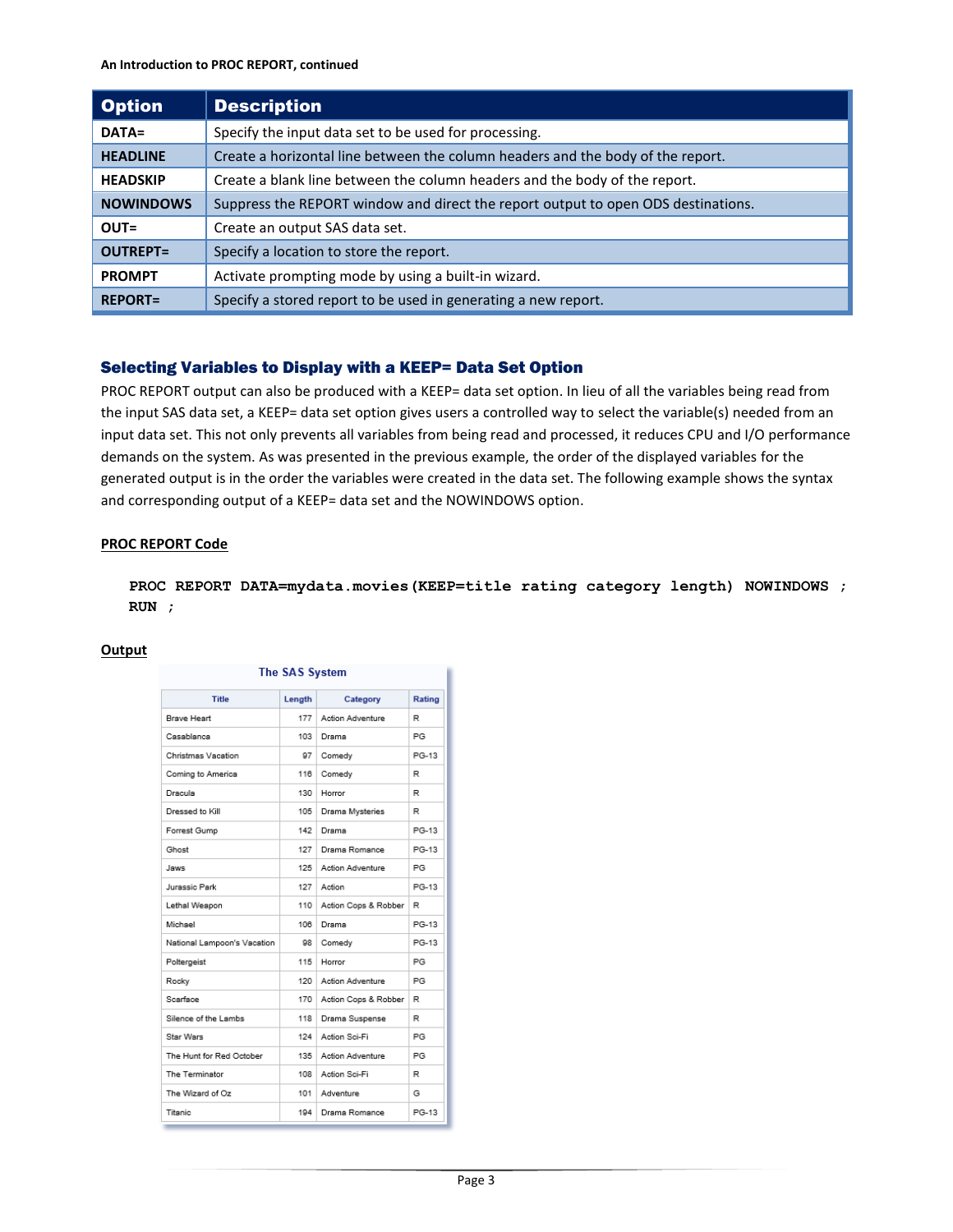| Option | Description |
|---|---|
| **DATA=** | Specify the input data set to be used for processing. |
| **HEADLINE** | Create a horizontal line between the column headers and the body of the report. |
| **HEADSKIP** | Create a blank line between the column headers and the body of the report. |
| **NOWINDOWS** | Suppress the REPORT window and direct the report output to open ODS destinations. |
| **OUT=** | Create an output SAS data set. |
| **OUTREPT=** | Specify a location to store the report. |
| **PROMPT** | Activate prompting mode by using a built-in wizard. |
| **REPORT=** | Specify a stored report to be used in generating a new report. |

## Selecting Variables to Display with a KEEP= Data Set Option

PROC REPORT output can also be produced with a KEEP= data set option. In lieu of all the variables being read from the input SAS data set, a KEEP= data set option gives users a controlled way to select the variable(s) needed from an input data set. This not only prevents all variables from being read and processed, it reduces CPU and I/O performance demands on the system. As was presented in the previous example, the order of the displayed variables for the generated output is in the order the variables were created in the data set. The following example shows the syntax and corresponding output of a KEEP= data set and the NOWINDOWS option.

**PROC REPORT Code**

```
PROC REPORT DATA=mydata.movies(KEEP=title rating category length) NOWINDOWS ;
RUN ;
```

**Output**

The SAS System

| Title | Length | Category | Rating |
|---|---|---|---|
| Brave Heart | 177 | Action Adventure | R |
| Casablanca | 103 | Drama | PG |
| Christmas Vacation | 97 | Comedy | PG-13 |
| Coming to America | 116 | Comedy | R |
| Dracula | 130 | Horror | R |
| Dressed to Kill | 105 | Drama Mysteries | R |
| Forrest Gump | 142 | Drama | PG-13 |
| Ghost | 127 | Drama Romance | PG-13 |
| Jaws | 125 | Action Adventure | PG |
| Jurassic Park | 127 | Action | PG-13 |
| Lethal Weapon | 110 | Action Cops & Robber | R |
| Michael | 106 | Drama | PG-13 |
| National Lampoon's Vacation | 98 | Comedy | PG-13 |
| Poltergeist | 115 | Horror | PG |
| Rocky | 120 | Action Adventure | PG |
| Scarface | 170 | Action Cops & Robber | R |
| Silence of the Lambs | 118 | Drama Suspense | R |
| Star Wars | 124 | Action Sci-Fi | PG |
| The Hunt for Red October | 135 | Action Adventure | PG |
| The Terminator | 108 | Action Sci-Fi | R |
| The Wizard of Oz | 101 | Adventure | G |
| Titanic | 194 | Drama Romance | PG-13 |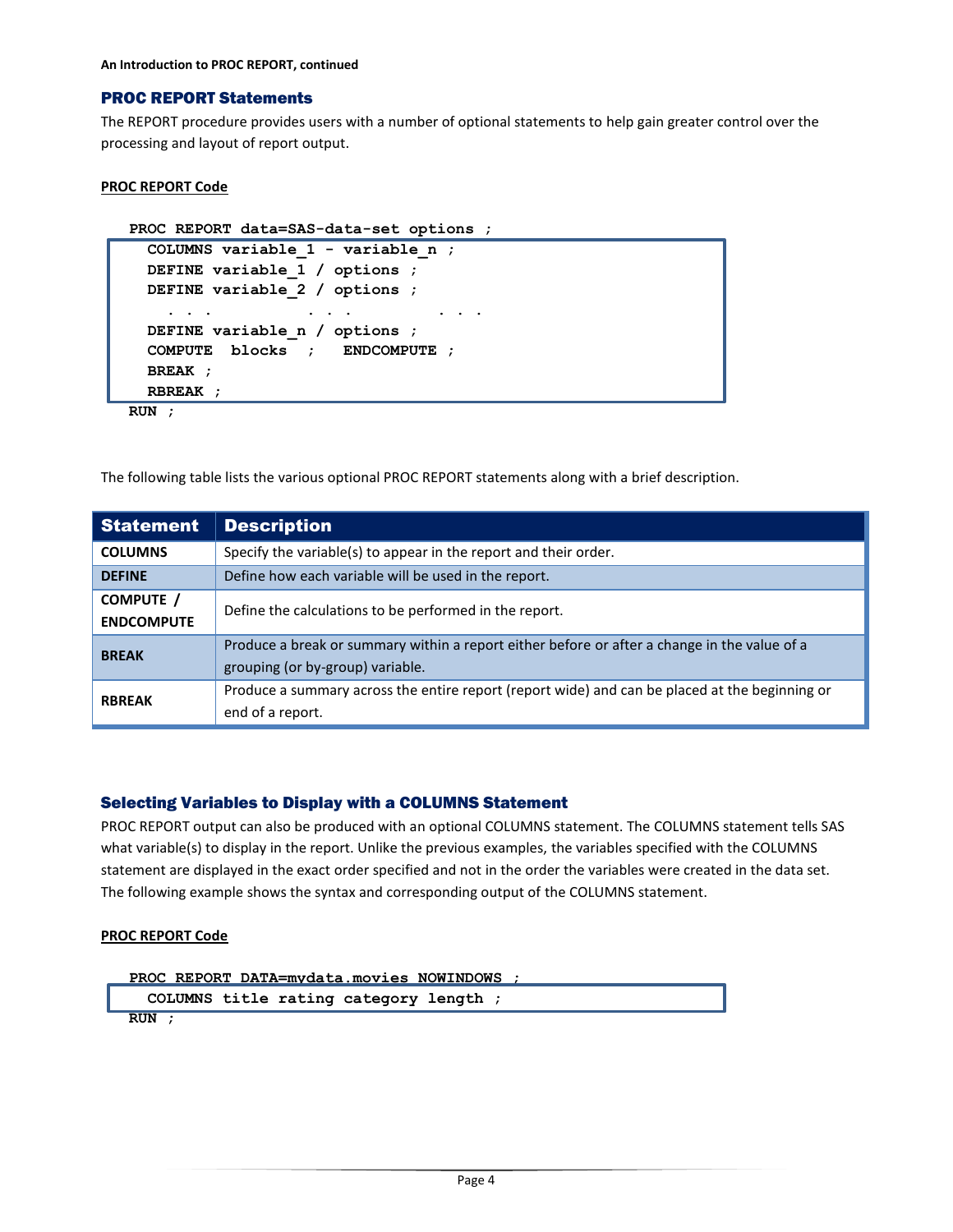## PROC REPORT Statements

The REPORT procedure provides users with a number of optional statements to help gain greater control over the processing and layout of report output.

**PROC REPORT Code**

```
PROC REPORT data=SAS-data-set options ;
  COLUMNS variable_1 - variable_n ;
  DEFINE variable_1 / options ;
  DEFINE variable_2 / options ;
    . . .          . . .         . . .
  DEFINE variable_n / options ;
  COMPUTE  blocks  ;   ENDCOMPUTE ;
  BREAK ;
  RBREAK ;
RUN ;
```

The following table lists the various optional PROC REPORT statements along with a brief description.

| Statement | Description |
|---|---|
| **COLUMNS** | Specify the variable(s) to appear in the report and their order. |
| **DEFINE** | Define how each variable will be used in the report. |
| **COMPUTE / ENDCOMPUTE** | Define the calculations to be performed in the report. |
| **BREAK** | Produce a break or summary within a report either before or after a change in the value of a grouping (or by-group) variable. |
| **RBREAK** | Produce a summary across the entire report (report wide) and can be placed at the beginning or end of a report. |

### Selecting Variables to Display with a COLUMNS Statement

PROC REPORT output can also be produced with an optional COLUMNS statement. The COLUMNS statement tells SAS what variable(s) to display in the report. Unlike the previous examples, the variables specified with the COLUMNS statement are displayed in the exact order specified and not in the order the variables were created in the data set. The following example shows the syntax and corresponding output of the COLUMNS statement.

**PROC REPORT Code**

```
PROC REPORT DATA=mydata.movies NOWINDOWS ;
  COLUMNS title rating category length ;
RUN ;
```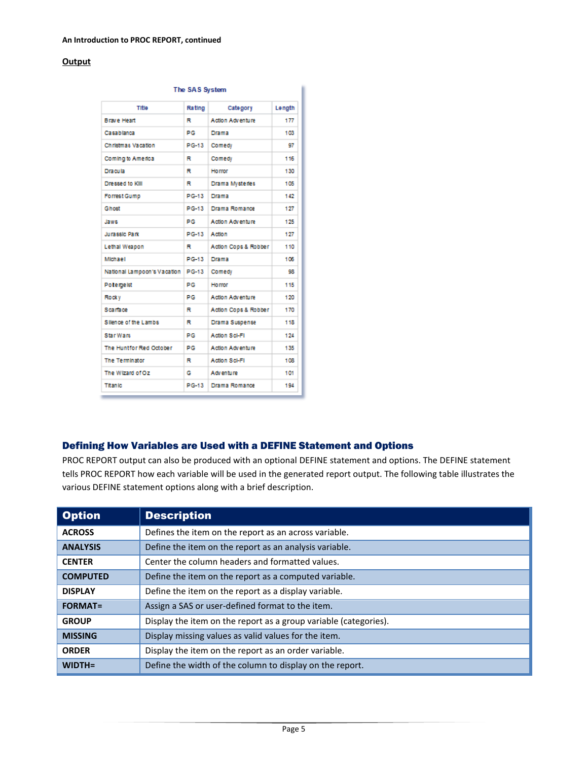**Output**

The SAS System

| Title | Rating | Category | Length |
|---|---|---|---|
| Brave Heart | R | Action Adventure | 177 |
| Casablanca | PG | Drama | 103 |
| Christmas Vacation | PG-13 | Comedy | 97 |
| Coming to America | R | Comedy | 116 |
| Dracula | R | Horror | 130 |
| Dressed to Kill | R | Drama Mysteries | 105 |
| Forrest Gump | PG-13 | Drama | 142 |
| Ghost | PG-13 | Drama Romance | 127 |
| Jaws | PG | Action Adventure | 125 |
| Jurassic Park | PG-13 | Action | 127 |
| Lethal Weapon | R | Action Cops & Robber | 110 |
| Michael | PG-13 | Drama | 106 |
| National Lampoon's Vacation | PG-13 | Comedy | 98 |
| Poltergeist | PG | Horror | 115 |
| Rocky | PG | Action Adventure | 120 |
| Scarface | R | Action Cops & Robber | 170 |
| Silence of the Lambs | R | Drama Suspense | 118 |
| Star Wars | PG | Action Sci-Fi | 124 |
| The Hunt for Red October | PG | Action Adventure | 135 |
| The Terminator | R | Action Sci-Fi | 108 |
| The Wizard of Oz | G | Adventure | 101 |
| Titanic | PG-13 | Drama Romance | 194 |

## Defining How Variables are Used with a DEFINE Statement and Options

PROC REPORT output can also be produced with an optional DEFINE statement and options. The DEFINE statement tells PROC REPORT how each variable will be used in the generated report output. The following table illustrates the various DEFINE statement options along with a brief description.

| Option | Description |
|---|---|
| **ACROSS** | Defines the item on the report as an across variable. |
| **ANALYSIS** | Define the item on the report as an analysis variable. |
| **CENTER** | Center the column headers and formatted values. |
| **COMPUTED** | Define the item on the report as a computed variable. |
| **DISPLAY** | Define the item on the report as a display variable. |
| **FORMAT=** | Assign a SAS or user-defined format to the item. |
| **GROUP** | Display the item on the report as a group variable (categories). |
| **MISSING** | Display missing values as valid values for the item. |
| **ORDER** | Display the item on the report as an order variable. |
| **WIDTH=** | Define the width of the column to display on the report. |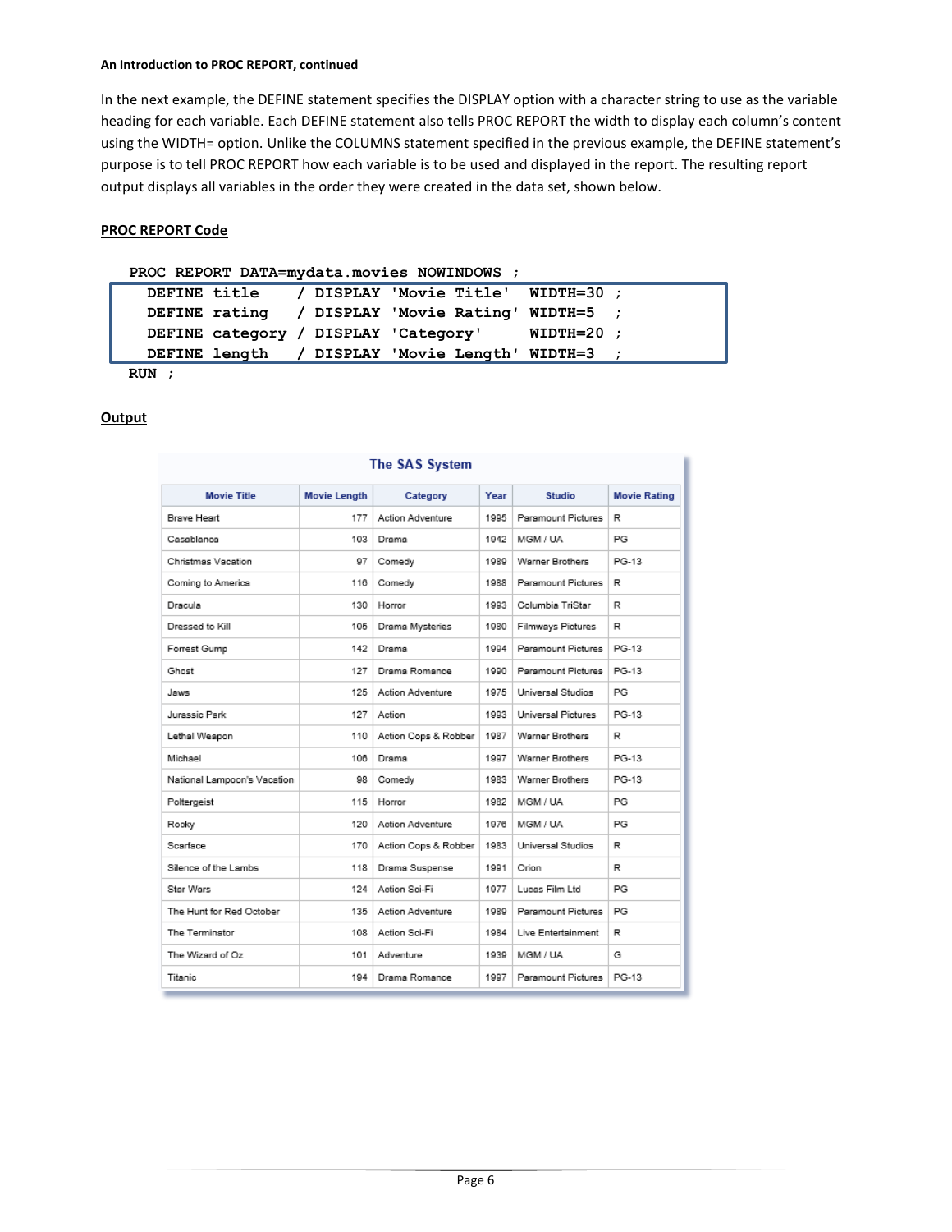**An Introduction to PROC REPORT, continued**

In the next example, the DEFINE statement specifies the DISPLAY option with a character string to use as the variable heading for each variable. Each DEFINE statement also tells PROC REPORT the width to display each column's content using the WIDTH= option. Unlike the COLUMNS statement specified in the previous example, the DEFINE statement's purpose is to tell PROC REPORT how each variable is to be used and displayed in the report. The resulting report output displays all variables in the order they were created in the data set, shown below.

**PROC REPORT Code**

```
PROC REPORT DATA=mydata.movies NOWINDOWS ;
  DEFINE title    / DISPLAY 'Movie Title'  WIDTH=30 ;
  DEFINE rating   / DISPLAY 'Movie Rating' WIDTH=5  ;
  DEFINE category / DISPLAY 'Category'     WIDTH=20 ;
  DEFINE length   / DISPLAY 'Movie Length' WIDTH=3  ;
RUN ;
```

**Output**

The SAS System

| Movie Title | Movie Length | Category | Year | Studio | Movie Rating |
|---|---|---|---|---|---|
| Brave Heart | 177 | Action Adventure | 1995 | Paramount Pictures | R |
| Casablanca | 103 | Drama | 1942 | MGM / UA | PG |
| Christmas Vacation | 97 | Comedy | 1989 | Warner Brothers | PG-13 |
| Coming to America | 116 | Comedy | 1988 | Paramount Pictures | R |
| Dracula | 130 | Horror | 1993 | Columbia TriStar | R |
| Dressed to Kill | 105 | Drama Mysteries | 1980 | Filmways Pictures | R |
| Forrest Gump | 142 | Drama | 1994 | Paramount Pictures | PG-13 |
| Ghost | 127 | Drama Romance | 1990 | Paramount Pictures | PG-13 |
| Jaws | 125 | Action Adventure | 1975 | Universal Studios | PG |
| Jurassic Park | 127 | Action | 1993 | Universal Pictures | PG-13 |
| Lethal Weapon | 110 | Action Cops & Robber | 1987 | Warner Brothers | R |
| Michael | 106 | Drama | 1997 | Warner Brothers | PG-13 |
| National Lampoon's Vacation | 98 | Comedy | 1983 | Warner Brothers | PG-13 |
| Poltergeist | 115 | Horror | 1982 | MGM / UA | PG |
| Rocky | 120 | Action Adventure | 1976 | MGM / UA | PG |
| Scarface | 170 | Action Cops & Robber | 1983 | Universal Studios | R |
| Silence of the Lambs | 118 | Drama Suspense | 1991 | Orion | R |
| Star Wars | 124 | Action Sci-Fi | 1977 | Lucas Film Ltd | PG |
| The Hunt for Red October | 135 | Action Adventure | 1989 | Paramount Pictures | PG |
| The Terminator | 108 | Action Sci-Fi | 1984 | Live Entertainment | R |
| The Wizard of Oz | 101 | Adventure | 1939 | MGM / UA | G |
| Titanic | 194 | Drama Romance | 1997 | Paramount Pictures | PG-13 |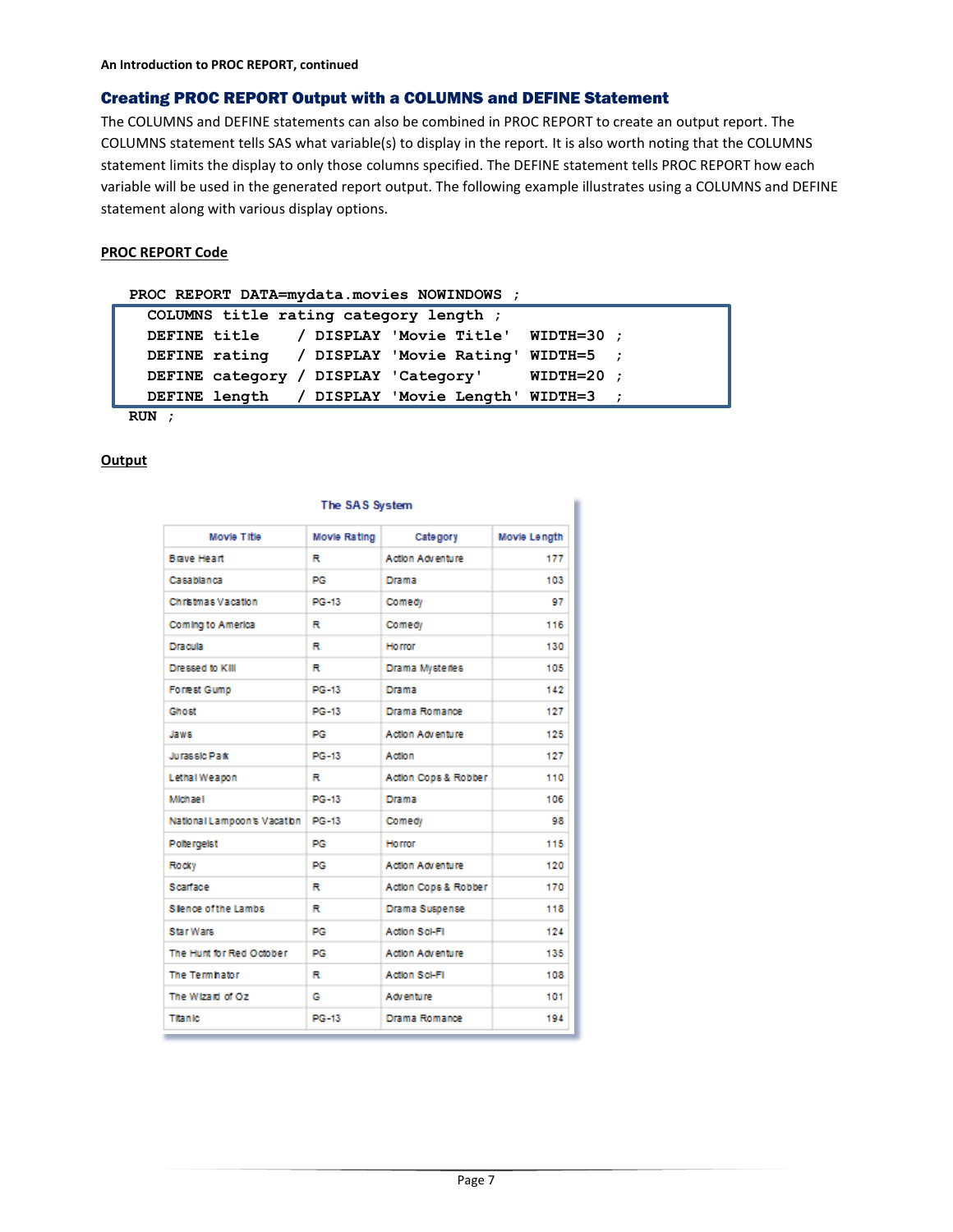## Creating PROC REPORT Output with a COLUMNS and DEFINE Statement

The COLUMNS and DEFINE statements can also be combined in PROC REPORT to create an output report. The COLUMNS statement tells SAS what variable(s) to display in the report. It is also worth noting that the COLUMNS statement limits the display to only those columns specified. The DEFINE statement tells PROC REPORT how each variable will be used in the generated report output. The following example illustrates using a COLUMNS and DEFINE statement along with various display options.

**PROC REPORT Code**

```
PROC REPORT DATA=mydata.movies NOWINDOWS ;
  COLUMNS title rating category length ;
  DEFINE title    / DISPLAY 'Movie Title'  WIDTH=30 ;
  DEFINE rating   / DISPLAY 'Movie Rating' WIDTH=5  ;
  DEFINE category / DISPLAY 'Category'     WIDTH=20 ;
  DEFINE length   / DISPLAY 'Movie Length' WIDTH=3  ;
RUN ;
```

**Output**

The SAS System

| Movie Title | Movie Rating | Category | Movie Length |
|---|---|---|---|
| Brave Heart | R | Action Adventure | 177 |
| Casablanca | PG | Drama | 103 |
| Christmas Vacation | PG-13 | Comedy | 97 |
| Coming to America | R | Comedy | 116 |
| Dracula | R | Horror | 130 |
| Dressed to Kill | R | Drama Mysteries | 105 |
| Forrest Gump | PG-13 | Drama | 142 |
| Ghost | PG-13 | Drama Romance | 127 |
| Jaws | PG | Action Adventure | 125 |
| Jurassic Park | PG-13 | Action | 127 |
| Lethal Weapon | R | Action Cops & Robber | 110 |
| Michael | PG-13 | Drama | 106 |
| National Lampoon's Vacation | PG-13 | Comedy | 98 |
| Poltergeist | PG | Horror | 115 |
| Rocky | PG | Action Adventure | 120 |
| Scarface | R | Action Cops & Robber | 170 |
| Silence of the Lambs | R | Drama Suspense | 118 |
| Star Wars | PG | Action Sci-Fi | 124 |
| The Hunt for Red October | PG | Action Adventure | 135 |
| The Terminator | R | Action Sci-Fi | 108 |
| The Wizard of Oz | G | Adventure | 101 |
| Titanic | PG-13 | Drama Romance | 194 |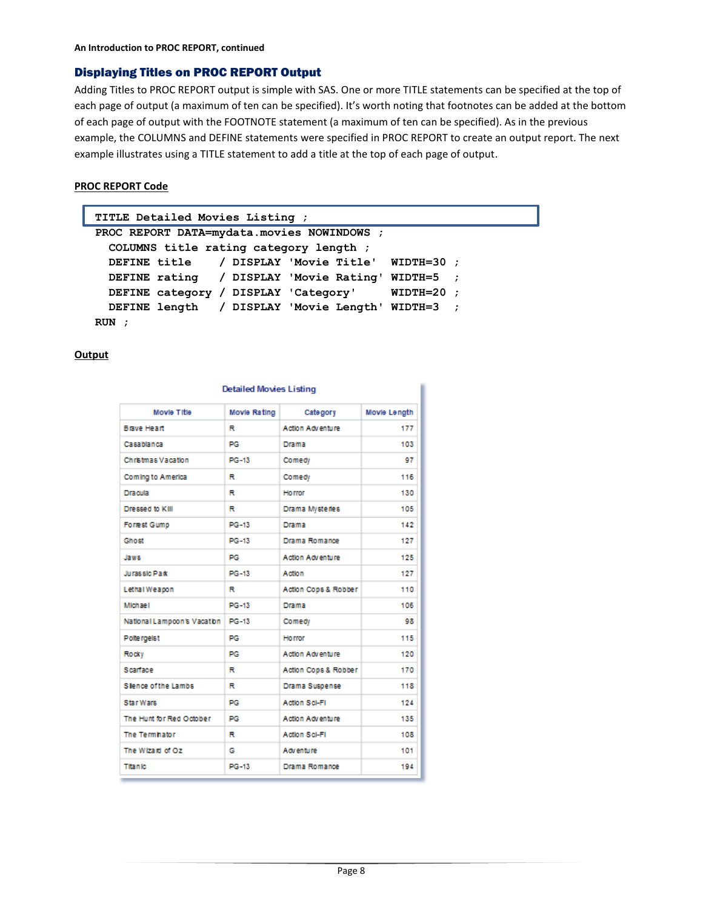## Displaying Titles on PROC REPORT Output

Adding Titles to PROC REPORT output is simple with SAS. One or more TITLE statements can be specified at the top of each page of output (a maximum of ten can be specified). It's worth noting that footnotes can be added at the bottom of each page of output with the FOOTNOTE statement (a maximum of ten can be specified). As in the previous example, the COLUMNS and DEFINE statements were specified in PROC REPORT to create an output report. The next example illustrates using a TITLE statement to add a title at the top of each page of output.

**PROC REPORT Code**

```
TITLE Detailed Movies Listing ;
PROC REPORT DATA=mydata.movies NOWINDOWS ;
  COLUMNS title rating category length ;
  DEFINE title    / DISPLAY 'Movie Title'  WIDTH=30 ;
  DEFINE rating   / DISPLAY 'Movie Rating' WIDTH=5  ;
  DEFINE category / DISPLAY 'Category'     WIDTH=20 ;
  DEFINE length   / DISPLAY 'Movie Length' WIDTH=3  ;
RUN ;
```

**Output**

Detailed Movies Listing

| Movie Title | Movie Rating | Category | Movie Length |
|---|---|---|---|
| Brave Heart | R | Action Adventure | 177 |
| Casablanca | PG | Drama | 103 |
| Christmas Vacation | PG-13 | Comedy | 97 |
| Coming to America | R | Comedy | 116 |
| Dracula | R | Horror | 130 |
| Dressed to Kill | R | Drama Mysteries | 105 |
| Forrest Gump | PG-13 | Drama | 142 |
| Ghost | PG-13 | Drama Romance | 127 |
| Jaws | PG | Action Adventure | 125 |
| Jurassic Park | PG-13 | Action | 127 |
| Lethal Weapon | R | Action Cops & Robber | 110 |
| Michael | PG-13 | Drama | 106 |
| National Lampoon's Vacation | PG-13 | Comedy | 98 |
| Poltergeist | PG | Horror | 115 |
| Rocky | PG | Action Adventure | 120 |
| Scarface | R | Action Cops & Robber | 170 |
| Silence of the Lambs | R | Drama Suspense | 118 |
| Star Wars | PG | Action Sci-Fi | 124 |
| The Hunt for Red October | PG | Action Adventure | 135 |
| The Terminator | R | Action Sci-Fi | 108 |
| The Wizard of Oz | G | Adventure | 101 |
| Titanic | PG-13 | Drama Romance | 194 |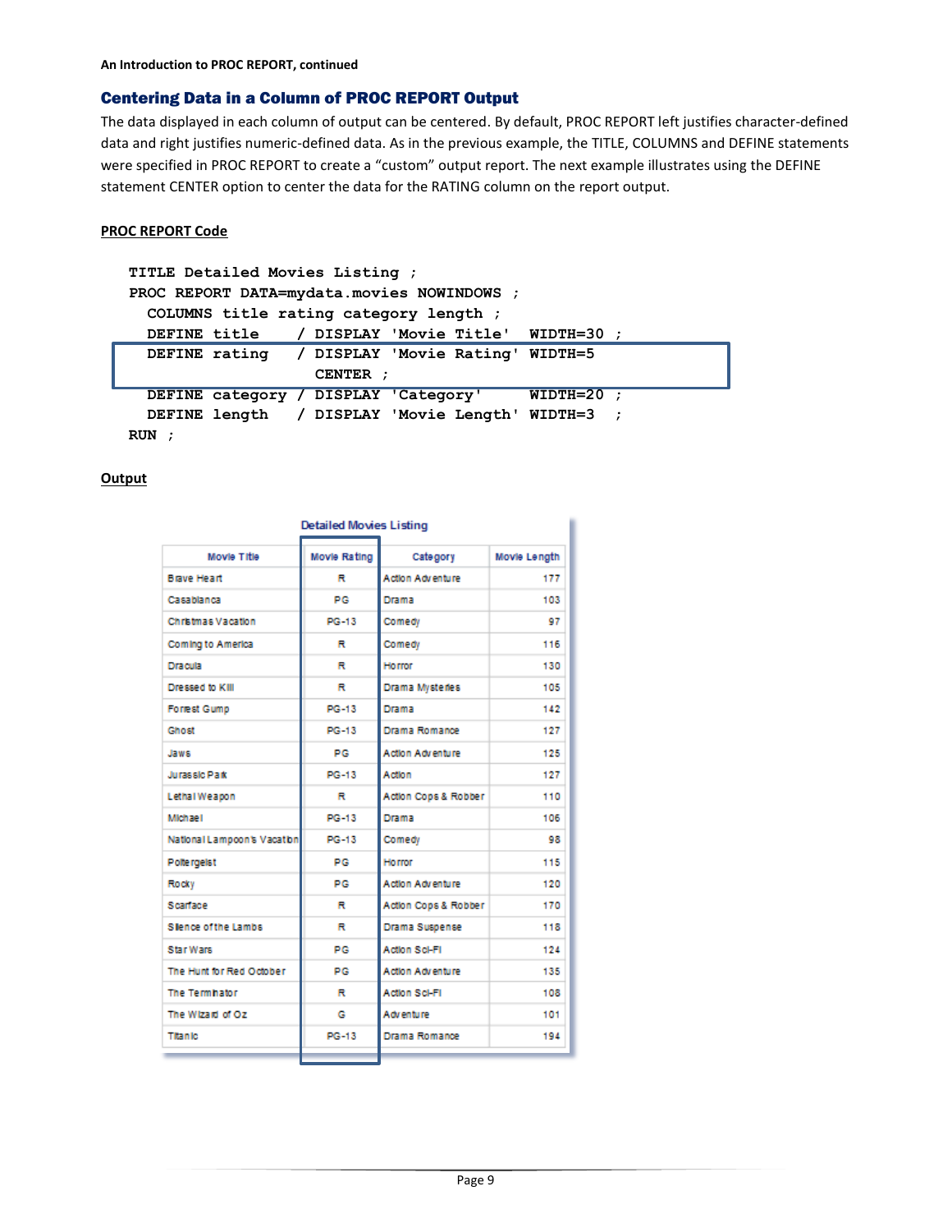An Introduction to PROC REPORT, continued

## Centering Data in a Column of PROC REPORT Output

The data displayed in each column of output can be centered. By default, PROC REPORT left justifies character-defined data and right justifies numeric-defined data. As in the previous example, the TITLE, COLUMNS and DEFINE statements were specified in PROC REPORT to create a "custom" output report. The next example illustrates using the DEFINE statement CENTER option to center the data for the RATING column on the report output.

**PROC REPORT Code**

```
TITLE Detailed Movies Listing ;
PROC REPORT DATA=mydata.movies NOWINDOWS ;
  COLUMNS title rating category length ;
  DEFINE title    / DISPLAY 'Movie Title'  WIDTH=30 ;
  DEFINE rating   / DISPLAY 'Movie Rating' WIDTH=5
                    CENTER ;
  DEFINE category / DISPLAY 'Category'     WIDTH=20 ;
  DEFINE length   / DISPLAY 'Movie Length' WIDTH=3  ;
RUN ;
```

**Output**

Detailed Movies Listing

| Movie Title | Movie Rating | Category | Movie Length |
|---|---|---|---|
| Brave Heart | R | Action Adventure | 177 |
| Casablanca | PG | Drama | 103 |
| Christmas Vacation | PG-13 | Comedy | 97 |
| Coming to America | R | Comedy | 116 |
| Dracula | R | Horror | 130 |
| Dressed to Kill | R | Drama Mysteries | 105 |
| Forrest Gump | PG-13 | Drama | 142 |
| Ghost | PG-13 | Drama Romance | 127 |
| Jaws | PG | Action Adventure | 125 |
| Jurassic Park | PG-13 | Action | 127 |
| Lethal Weapon | R | Action Cops & Robber | 110 |
| Michael | PG-13 | Drama | 106 |
| National Lampoon's Vacation | PG-13 | Comedy | 98 |
| Poltergeist | PG | Horror | 115 |
| Rocky | PG | Action Adventure | 120 |
| Scarface | R | Action Cops & Robber | 170 |
| Silence of the Lambs | R | Drama Suspense | 118 |
| Star Wars | PG | Action Sci-Fi | 124 |
| The Hunt for Red October | PG | Action Adventure | 135 |
| The Terminator | R | Action Sci-Fi | 108 |
| The Wizard of Oz | G | Adventure | 101 |
| Titanic | PG-13 | Drama Romance | 194 |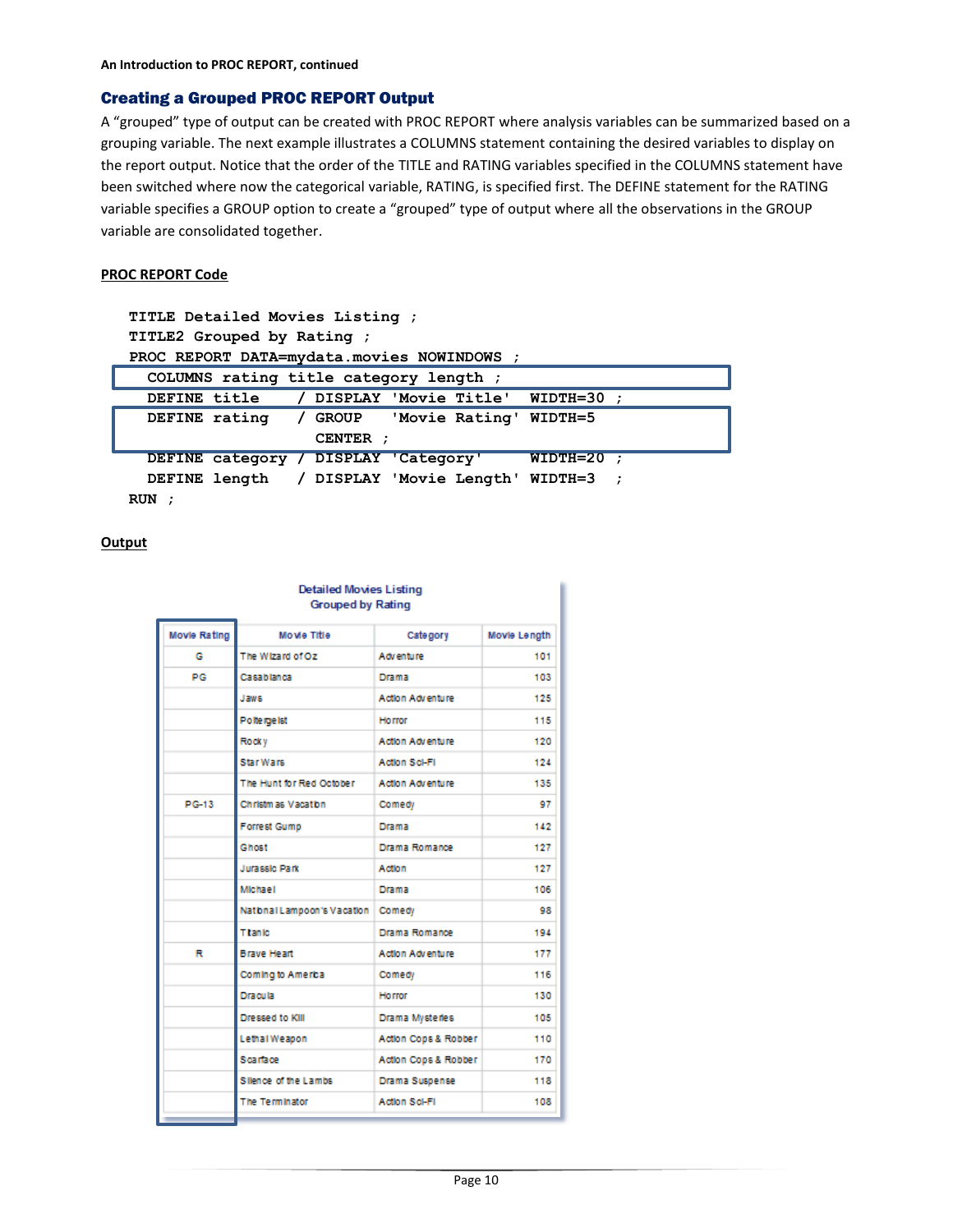## Creating a Grouped PROC REPORT Output

A "grouped" type of output can be created with PROC REPORT where analysis variables can be summarized based on a grouping variable. The next example illustrates a COLUMNS statement containing the desired variables to display on the report output. Notice that the order of the TITLE and RATING variables specified in the COLUMNS statement have been switched where now the categorical variable, RATING, is specified first. The DEFINE statement for the RATING variable specifies a GROUP option to create a "grouped" type of output where all the observations in the GROUP variable are consolidated together.

**PROC REPORT Code**

```
TITLE Detailed Movies Listing ;
TITLE2 Grouped by Rating ;
PROC REPORT DATA=mydata.movies NOWINDOWS ;
  COLUMNS rating title category length ;
  DEFINE title    / DISPLAY 'Movie Title'  WIDTH=30 ;
  DEFINE rating   / GROUP   'Movie Rating' WIDTH=5
                    CENTER ;
  DEFINE category / DISPLAY 'Category'     WIDTH=20 ;
  DEFINE length   / DISPLAY 'Movie Length' WIDTH=3  ;
RUN ;
```

**Output**

Detailed Movies Listing
Grouped by Rating

| Movie Rating | Movie Title | Category | Movie Length |
|---|---|---|---|
| G | The Wizard of Oz | Adventure | 101 |
| PG | Casablanca | Drama | 103 |
| | Jaws | Action Adventure | 125 |
| | Poltergeist | Horror | 115 |
| | Rocky | Action Adventure | 120 |
| | Star Wars | Action Sci-Fi | 124 |
| | The Hunt for Red October | Action Adventure | 135 |
| PG-13 | Christmas Vacation | Comedy | 97 |
| | Forrest Gump | Drama | 142 |
| | Ghost | Drama Romance | 127 |
| | Jurassic Park | Action | 127 |
| | Michael | Drama | 106 |
| | National Lampoon's Vacation | Comedy | 98 |
| | Titanic | Drama Romance | 194 |
| R | Brave Heart | Action Adventure | 177 |
| | Coming to America | Comedy | 116 |
| | Dracula | Horror | 130 |
| | Dressed to Kill | Drama Mysteries | 105 |
| | Lethal Weapon | Action Cops & Robber | 110 |
| | Scarface | Action Cops & Robber | 170 |
| | Silence of the Lambs | Drama Suspense | 118 |
| | The Terminator | Action Sci-Fi | 108 |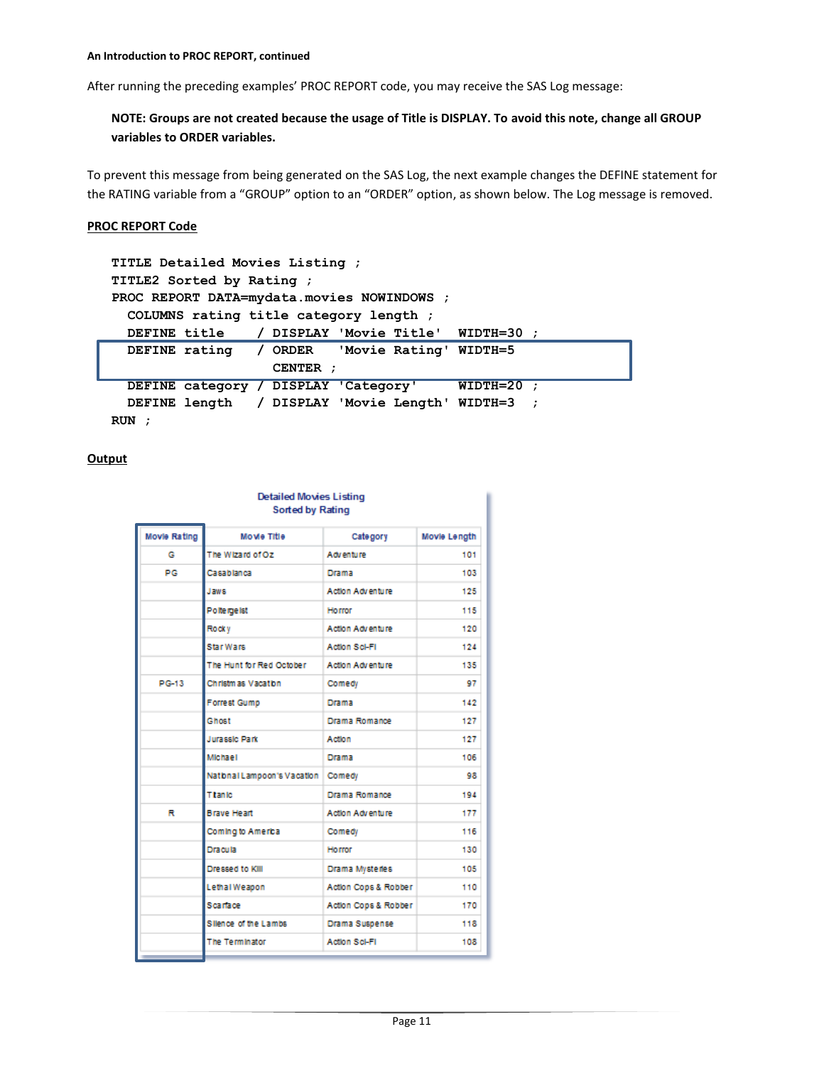After running the preceding examples' PROC REPORT code, you may receive the SAS Log message:

**NOTE: Groups are not created because the usage of Title is DISPLAY. To avoid this note, change all GROUP variables to ORDER variables.**

To prevent this message from being generated on the SAS Log, the next example changes the DEFINE statement for the RATING variable from a "GROUP" option to an "ORDER" option, as shown below. The Log message is removed.

**PROC REPORT Code**

```
TITLE Detailed Movies Listing ;
TITLE2 Sorted by Rating ;
PROC REPORT DATA=mydata.movies NOWINDOWS ;
  COLUMNS rating title category length ;
  DEFINE title    / DISPLAY 'Movie Title'  WIDTH=30 ;
  DEFINE rating   / ORDER   'Movie Rating' WIDTH=5
                    CENTER ;
  DEFINE category / DISPLAY 'Category'     WIDTH=20 ;
  DEFINE length   / DISPLAY 'Movie Length' WIDTH=3  ;
RUN ;
```

**Output**

Detailed Movies Listing
Sorted by Rating

| Movie Rating | Movie Title | Category | Movie Length |
|---|---|---|---|
| G | The Wizard of Oz | Adventure | 101 |
| PG | Casablanca | Drama | 103 |
| | Jaws | Action Adventure | 125 |
| | Poltergeist | Horror | 115 |
| | Rocky | Action Adventure | 120 |
| | Star Wars | Action Sci-Fi | 124 |
| | The Hunt for Red October | Action Adventure | 135 |
| PG-13 | Christmas Vacation | Comedy | 97 |
| | Forrest Gump | Drama | 142 |
| | Ghost | Drama Romance | 127 |
| | Jurassic Park | Action | 127 |
| | Michael | Drama | 106 |
| | National Lampoon's Vacation | Comedy | 98 |
| | Titanic | Drama Romance | 194 |
| R | Brave Heart | Action Adventure | 177 |
| | Coming to America | Comedy | 116 |
| | Dracula | Horror | 130 |
| | Dressed to Kill | Drama Mysteries | 105 |
| | Lethal Weapon | Action Cops & Robber | 110 |
| | Scarface | Action Cops & Robber | 170 |
| | Silence of the Lambs | Drama Suspense | 118 |
| | The Terminator | Action Sci-Fi | 108 |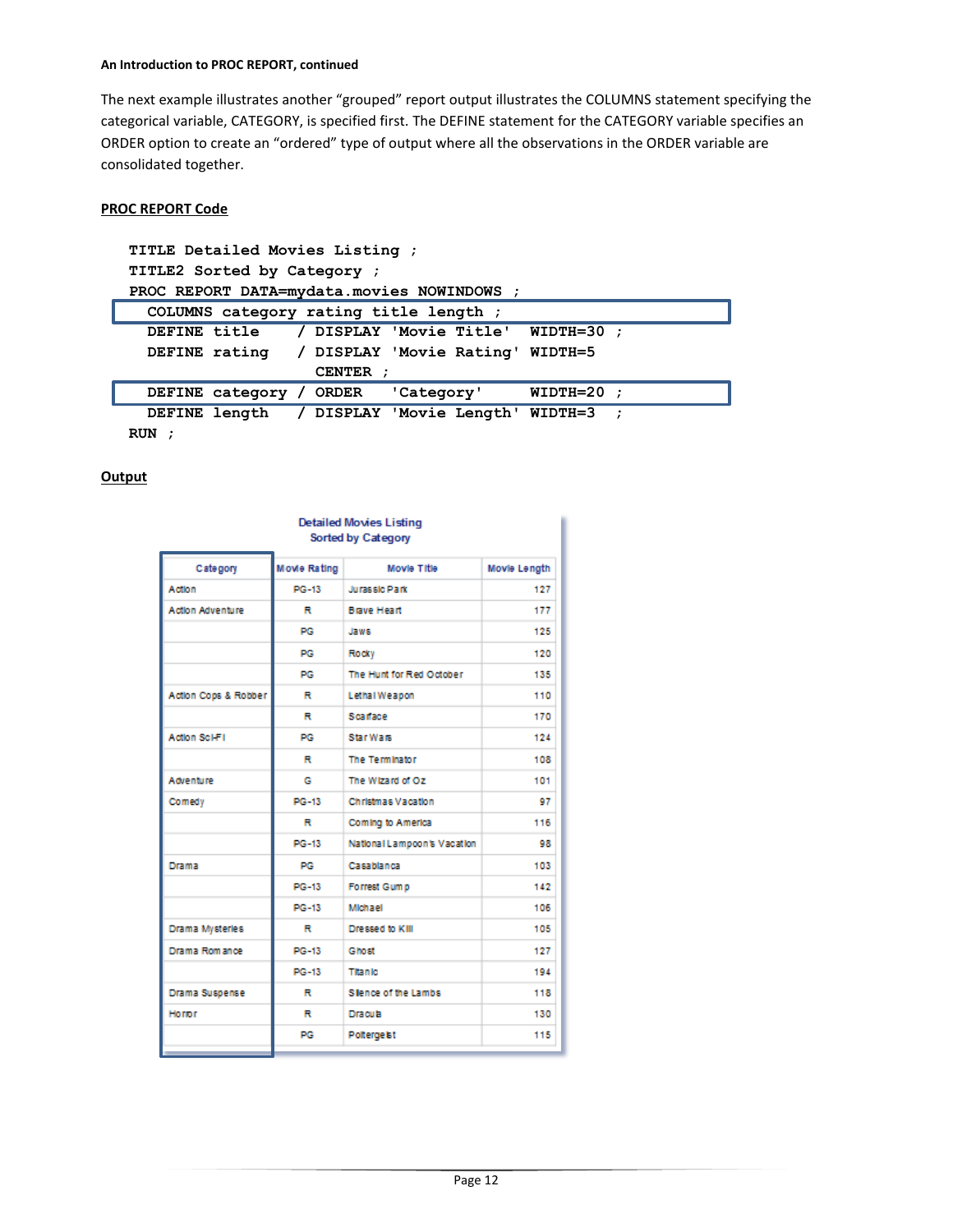**An Introduction to PROC REPORT, continued**

The next example illustrates another "grouped" report output illustrates the COLUMNS statement specifying the categorical variable, CATEGORY, is specified first. The DEFINE statement for the CATEGORY variable specifies an ORDER option to create an "ordered" type of output where all the observations in the ORDER variable are consolidated together.

**PROC REPORT Code**

```
TITLE Detailed Movies Listing ;
TITLE2 Sorted by Category ;
PROC REPORT DATA=mydata.movies NOWINDOWS ;
  COLUMNS category rating title length ;
  DEFINE title    / DISPLAY 'Movie Title'  WIDTH=30 ;
  DEFINE rating   / DISPLAY 'Movie Rating' WIDTH=5
                    CENTER ;
  DEFINE category / ORDER   'Category'     WIDTH=20 ;
  DEFINE length   / DISPLAY 'Movie Length' WIDTH=3  ;
RUN ;
```

**Output**

Detailed Movies Listing
Sorted by Category

| Category | Movie Rating | Movie Title | Movie Length |
|---|---|---|---|
| Action | PG-13 | Jurassic Park | 127 |
| Action Adventure | R | Brave Heart | 177 |
| | PG | Jaws | 125 |
| | PG | Rocky | 120 |
| | PG | The Hunt for Red October | 135 |
| Action Cops & Robber | R | Lethal Weapon | 110 |
| | R | Scarface | 170 |
| Action Sci-Fi | PG | Star Wars | 124 |
| | R | The Terminator | 108 |
| Adventure | G | The Wizard of Oz | 101 |
| Comedy | PG-13 | Christmas Vacation | 97 |
| | R | Coming to America | 116 |
| | PG-13 | National Lampoon's Vacation | 98 |
| Drama | PG | Casablanca | 103 |
| | PG-13 | Forrest Gump | 142 |
| | PG-13 | Michael | 106 |
| Drama Mysteries | R | Dressed to Kill | 105 |
| Drama Romance | PG-13 | Ghost | 127 |
| | PG-13 | Titanic | 194 |
| Drama Suspense | R | Silence of the Lambs | 118 |
| Horror | R | Dracula | 130 |
| | PG | Poltergeist | 115 |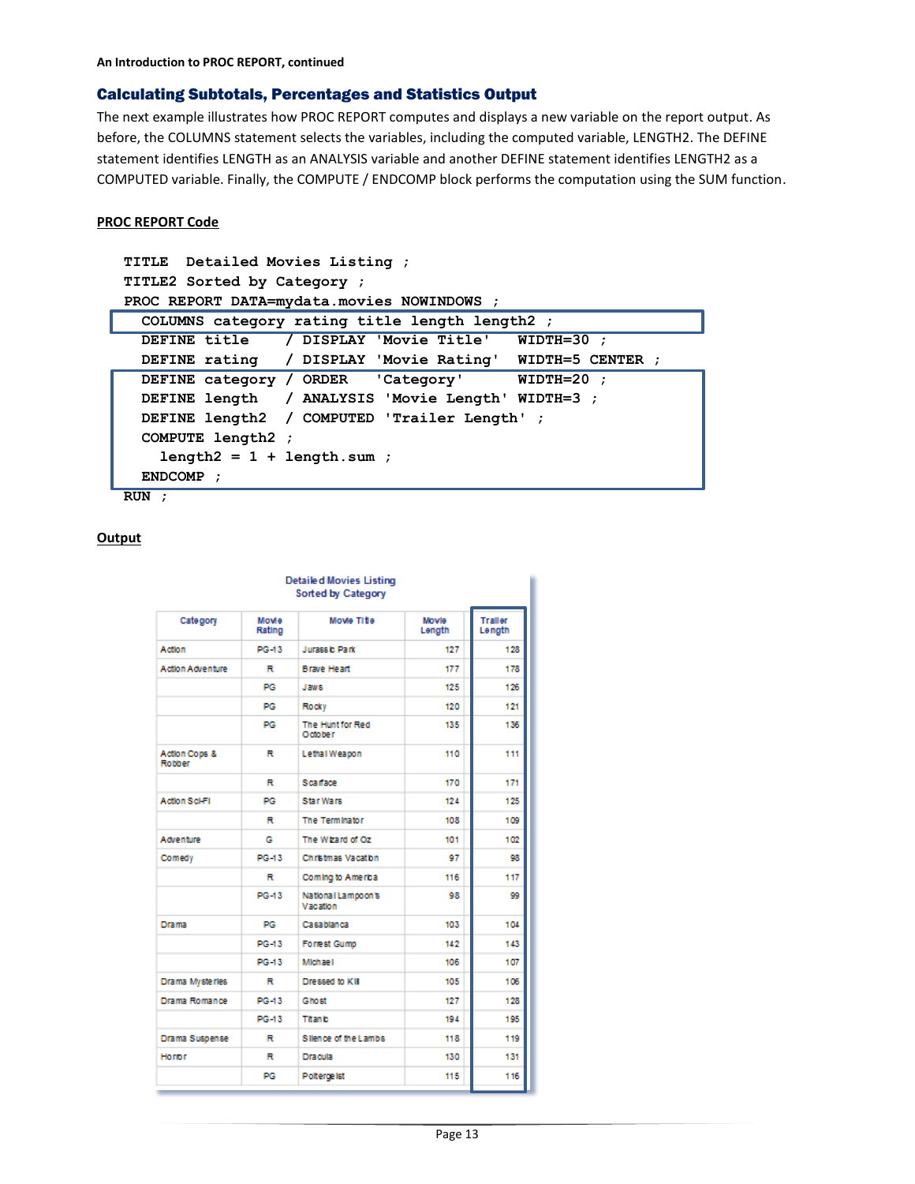An Introduction to PROC REPORT, continued

## Calculating Subtotals, Percentages and Statistics Output

The next example illustrates how PROC REPORT computes and displays a new variable on the report output. As before, the COLUMNS statement selects the variables, including the computed variable, LENGTH2. The DEFINE statement identifies LENGTH as an ANALYSIS variable and another DEFINE statement identifies LENGTH2 as a COMPUTED variable. Finally, the COMPUTE / ENDCOMP block performs the computation using the SUM function.

**PROC REPORT Code**

```
TITLE  Detailed Movies Listing ;
TITLE2 Sorted by Category ;
PROC REPORT DATA=mydata.movies NOWINDOWS ;
  COLUMNS category rating title length length2 ;
  DEFINE title    / DISPLAY 'Movie Title'   WIDTH=30 ;
  DEFINE rating   / DISPLAY 'Movie Rating'  WIDTH=5 CENTER ;
  DEFINE category / ORDER   'Category'      WIDTH=20 ;
  DEFINE length   / ANALYSIS 'Movie Length' WIDTH=3 ;
  DEFINE length2  / COMPUTED 'Trailer Length' ;
  COMPUTE length2 ;
    length2 = 1 + length.sum ;
  ENDCOMP ;
RUN ;
```

**Output**

Detailed Movies Listing
Sorted by Category

| Category | Movie Rating | Movie Title | Movie Length | Trailer Length |
|---|---|---|---|---|
| Action | PG-13 | Jurassic Park | 127 | 128 |
| Action Adventure | R | Brave Heart | 177 | 178 |
| | PG | Jaws | 125 | 126 |
| | PG | Rocky | 120 | 121 |
| | PG | The Hunt for Red October | 135 | 136 |
| Action Cops & Robber | R | Lethal Weapon | 110 | 111 |
| | R | Scarface | 170 | 171 |
| Action Sci-Fi | PG | Star Wars | 124 | 125 |
| | R | The Terminator | 108 | 109 |
| Adventure | G | The Wizard of Oz | 101 | 102 |
| Comedy | PG-13 | Christmas Vacation | 97 | 98 |
| | R | Coming to America | 116 | 117 |
| | PG-13 | National Lampoon's Vacation | 98 | 99 |
| Drama | PG | Casablanca | 103 | 104 |
| | PG-13 | Forrest Gump | 142 | 143 |
| | PG-13 | Michael | 106 | 107 |
| Drama Mysteries | R | Dressed to Kill | 105 | 106 |
| Drama Romance | PG-13 | Ghost | 127 | 128 |
| | PG-13 | Titanic | 194 | 195 |
| Drama Suspense | R | Silence of the Lambs | 118 | 119 |
| Horror | R | Dracula | 130 | 131 |
| | PG | Poltergeist | 115 | 116 |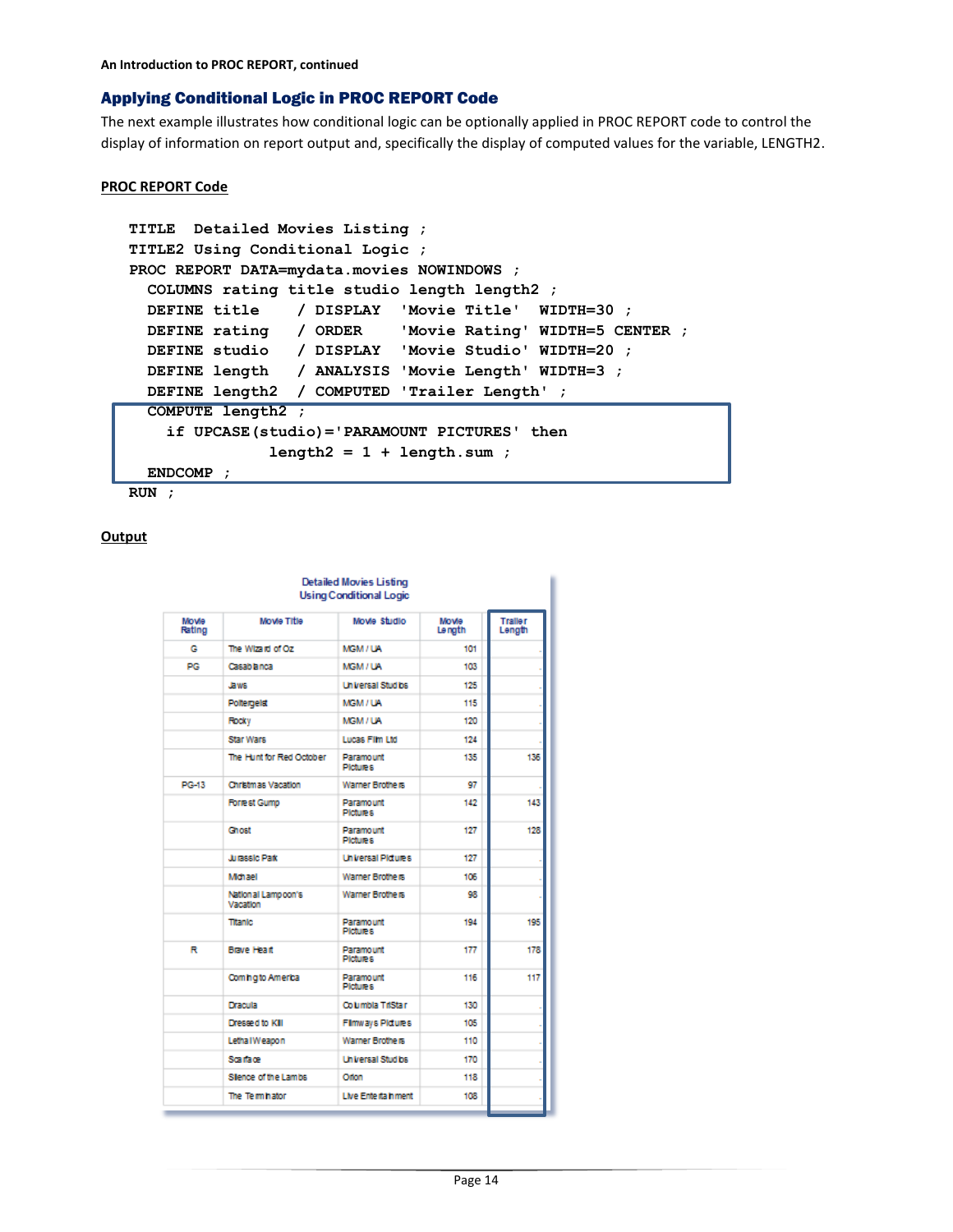An Introduction to PROC REPORT, continued

## Applying Conditional Logic in PROC REPORT Code

The next example illustrates how conditional logic can be optionally applied in PROC REPORT code to control the display of information on report output and, specifically the display of computed values for the variable, LENGTH2.

**PROC REPORT Code**

```
TITLE  Detailed Movies Listing ;
TITLE2 Using Conditional Logic ;
PROC REPORT DATA=mydata.movies NOWINDOWS ;
  COLUMNS rating title studio length length2 ;
  DEFINE title    / DISPLAY  'Movie Title'  WIDTH=30 ;
  DEFINE rating   / ORDER    'Movie Rating' WIDTH=5 CENTER ;
  DEFINE studio   / DISPLAY  'Movie Studio' WIDTH=20 ;
  DEFINE length   / ANALYSIS 'Movie Length' WIDTH=3 ;
  DEFINE length2  / COMPUTED 'Trailer Length' ;
  COMPUTE length2 ;
    if UPCASE(studio)='PARAMOUNT PICTURES' then
                length2 = 1 + length.sum ;
  ENDCOMP ;
RUN ;
```

**Output**

Detailed Movies Listing
Using Conditional Logic

| Movie Rating | Movie Title | Movie Studio | Movie Length | Trailer Length |
|---|---|---|---|---|
| G | The Wizard of Oz | MGM / UA | 101 | . |
| PG | Casablanca | MGM / UA | 103 | . |
| | Jaws | Universal Studios | 125 | . |
| | Poltergeist | MGM / UA | 115 | . |
| | Rocky | MGM / UA | 120 | . |
| | Star Wars | Lucas Film Ltd | 124 | . |
| | The Hunt for Red October | Paramount Pictures | 135 | 136 |
| PG-13 | Christmas Vacation | Warner Brothers | 97 | . |
| | Forrest Gump | Paramount Pictures | 142 | 143 |
| | Ghost | Paramount Pictures | 127 | 128 |
| | Jurassic Park | Universal Pictures | 127 | . |
| | Michael | Warner Brothers | 106 | . |
| | National Lampoon's Vacation | Warner Brothers | 98 | . |
| | Titanic | Paramount Pictures | 194 | 195 |
| R | Brave Heart | Paramount Pictures | 177 | 178 |
| | Coming to America | Paramount Pictures | 116 | 117 |
| | Dracula | Columbia TriStar | 130 | . |
| | Dressed to Kill | Filmways Pictures | 105 | . |
| | Lethal Weapon | Warner Brothers | 110 | . |
| | Scarface | Universal Studios | 170 | . |
| | Silence of the Lambs | Orion | 118 | . |
| | The Terminator | Live Entertainment | 108 | . |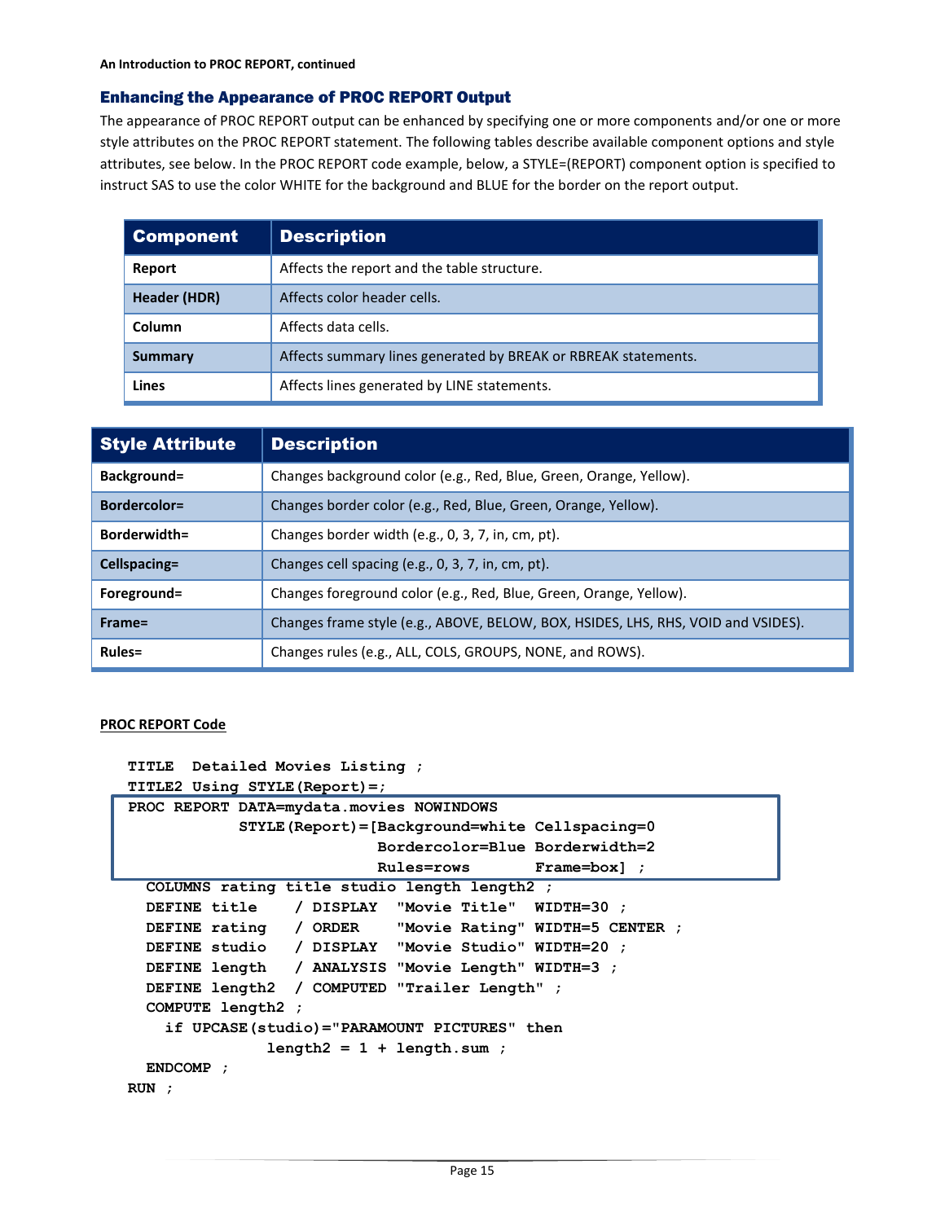## Enhancing the Appearance of PROC REPORT Output

The appearance of PROC REPORT output can be enhanced by specifying one or more components and/or one or more style attributes on the PROC REPORT statement. The following tables describe available component options and style attributes, see below. In the PROC REPORT code example, below, a STYLE=(REPORT) component option is specified to instruct SAS to use the color WHITE for the background and BLUE for the border on the report output.

| Component | Description |
|---|---|
| **Report** | Affects the report and the table structure. |
| **Header (HDR)** | Affects color header cells. |
| **Column** | Affects data cells. |
| **Summary** | Affects summary lines generated by BREAK or RBREAK statements. |
| **Lines** | Affects lines generated by LINE statements. |

| Style Attribute | Description |
|---|---|
| **Background=** | Changes background color (e.g., Red, Blue, Green, Orange, Yellow). |
| **Bordercolor=** | Changes border color (e.g., Red, Blue, Green, Orange, Yellow). |
| **Borderwidth=** | Changes border width (e.g., 0, 3, 7, in, cm, pt). |
| **Cellspacing=** | Changes cell spacing (e.g., 0, 3, 7, in, cm, pt). |
| **Foreground=** | Changes foreground color (e.g., Red, Blue, Green, Orange, Yellow). |
| **Frame=** | Changes frame style (e.g., ABOVE, BELOW, BOX, HSIDES, LHS, RHS, VOID and VSIDES). |
| **Rules=** | Changes rules (e.g., ALL, COLS, GROUPS, NONE, and ROWS). |

**PROC REPORT Code**

```
TITLE  Detailed Movies Listing ;
TITLE2 Using STYLE(Report)=;
PROC REPORT DATA=mydata.movies NOWINDOWS
            STYLE(Report)=[Background=white Cellspacing=0
                           Bordercolor=Blue Borderwidth=2
                           Rules=rows       Frame=box] ;
  COLUMNS rating title studio length length2 ;
  DEFINE title    / DISPLAY  "Movie Title"  WIDTH=30 ;
  DEFINE rating   / ORDER    "Movie Rating" WIDTH=5 CENTER ;
  DEFINE studio   / DISPLAY  "Movie Studio" WIDTH=20 ;
  DEFINE length   / ANALYSIS "Movie Length" WIDTH=3 ;
  DEFINE length2  / COMPUTED "Trailer Length" ;
  COMPUTE length2 ;
    if UPCASE(studio)="PARAMOUNT PICTURES" then
               length2 = 1 + length.sum ;
  ENDCOMP ;
RUN ;
```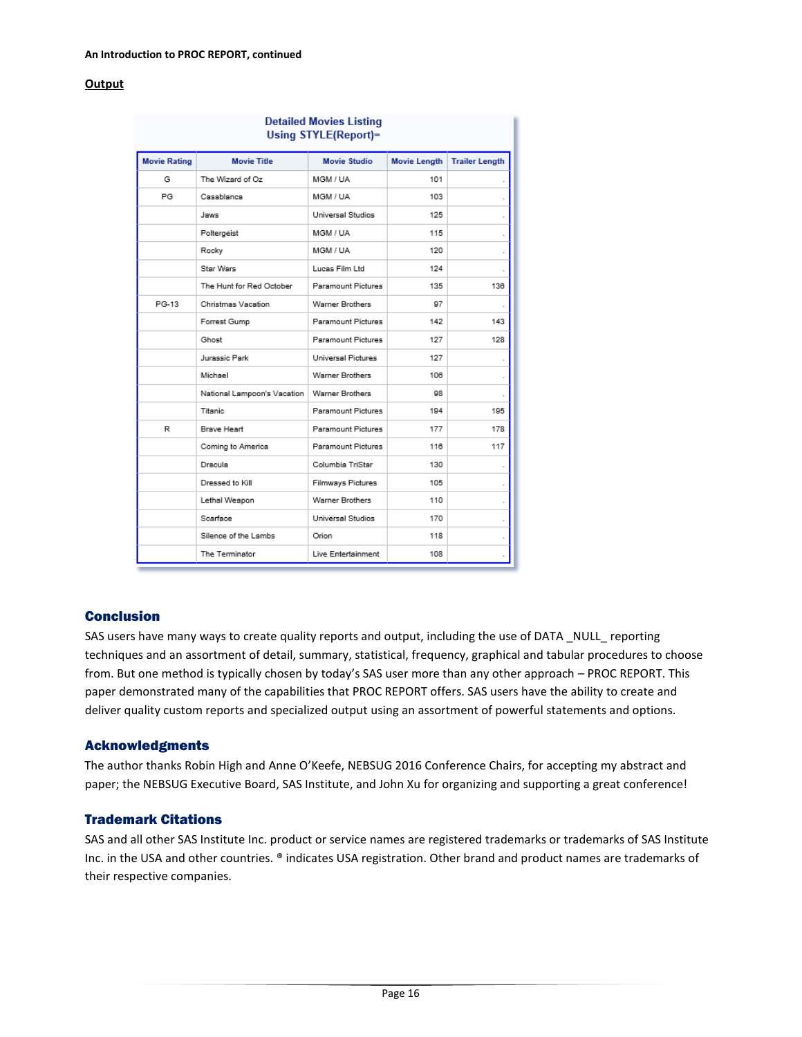**Output**

Detailed Movies Listing
Using STYLE(Report)=

| Movie Rating | Movie Title | Movie Studio | Movie Length | Trailer Length |
|---|---|---|---|---|
| G | The Wizard of Oz | MGM / UA | 101 | . |
| PG | Casablanca | MGM / UA | 103 | . |
| | Jaws | Universal Studios | 125 | . |
| | Poltergeist | MGM / UA | 115 | . |
| | Rocky | MGM / UA | 120 | . |
| | Star Wars | Lucas Film Ltd | 124 | . |
| | The Hunt for Red October | Paramount Pictures | 135 | 136 |
| PG-13 | Christmas Vacation | Warner Brothers | 97 | . |
| | Forrest Gump | Paramount Pictures | 142 | 143 |
| | Ghost | Paramount Pictures | 127 | 128 |
| | Jurassic Park | Universal Pictures | 127 | . |
| | Michael | Warner Brothers | 106 | . |
| | National Lampoon's Vacation | Warner Brothers | 98 | . |
| | Titanic | Paramount Pictures | 194 | 195 |
| R | Brave Heart | Paramount Pictures | 177 | 178 |
| | Coming to America | Paramount Pictures | 116 | 117 |
| | Dracula | Columbia TriStar | 130 | . |
| | Dressed to Kill | Filmways Pictures | 105 | . |
| | Lethal Weapon | Warner Brothers | 110 | . |
| | Scarface | Universal Studios | 170 | . |
| | Silence of the Lambs | Orion | 118 | . |
| | The Terminator | Live Entertainment | 108 | . |

## Conclusion

SAS users have many ways to create quality reports and output, including the use of DATA _NULL_ reporting techniques and an assortment of detail, summary, statistical, frequency, graphical and tabular procedures to choose from. But one method is typically chosen by today's SAS user more than any other approach – PROC REPORT. This paper demonstrated many of the capabilities that PROC REPORT offers. SAS users have the ability to create and deliver quality custom reports and specialized output using an assortment of powerful statements and options.

## Acknowledgments

The author thanks Robin High and Anne O'Keefe, NEBSUG 2016 Conference Chairs, for accepting my abstract and paper; the NEBSUG Executive Board, SAS Institute, and John Xu for organizing and supporting a great conference!

## Trademark Citations

SAS and all other SAS Institute Inc. product or service names are registered trademarks or trademarks of SAS Institute Inc. in the USA and other countries. ® indicates USA registration. Other brand and product names are trademarks of their respective companies.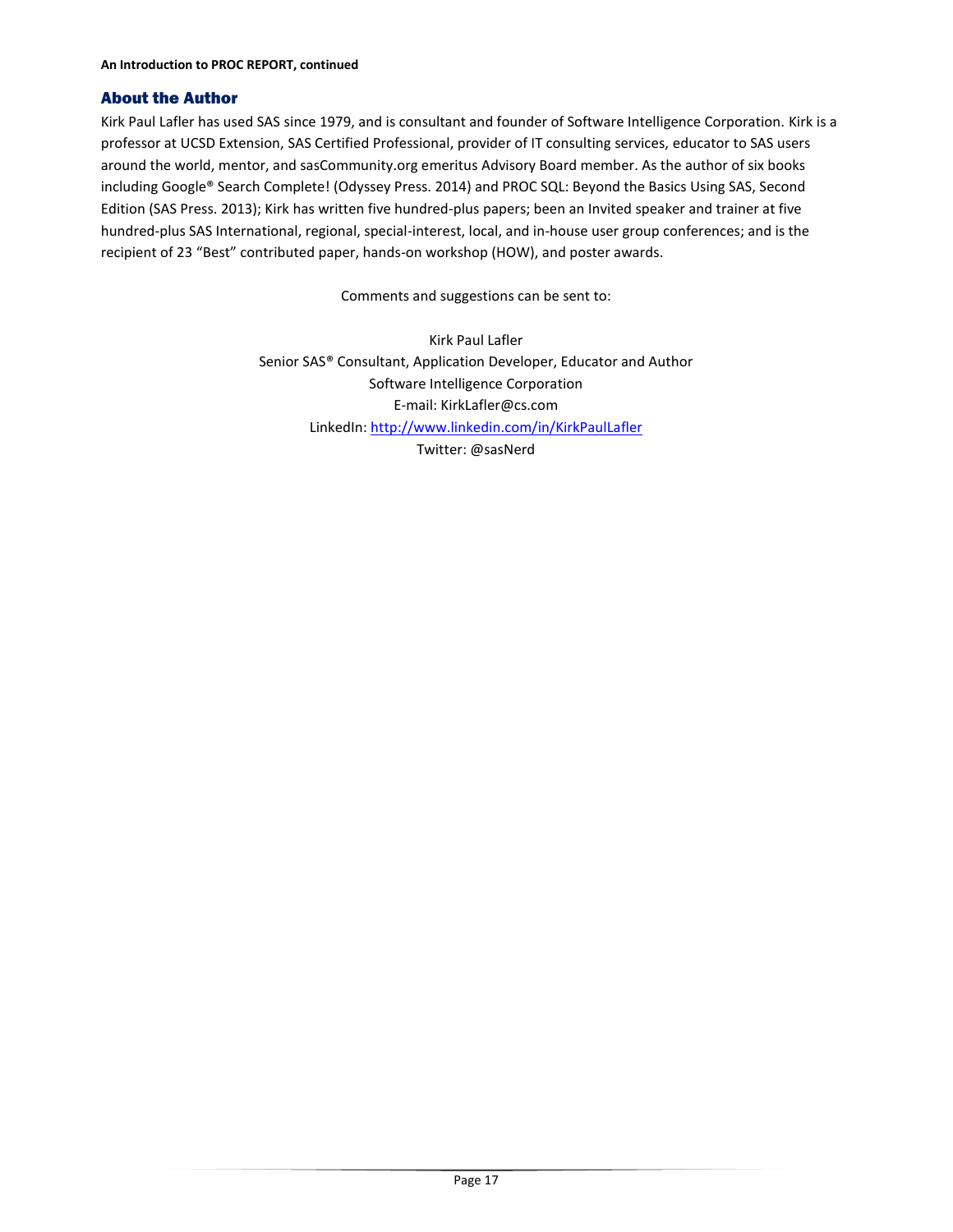## About the Author

Kirk Paul Lafler has used SAS since 1979, and is consultant and founder of Software Intelligence Corporation. Kirk is a professor at UCSD Extension, SAS Certified Professional, provider of IT consulting services, educator to SAS users around the world, mentor, and sasCommunity.org emeritus Advisory Board member. As the author of six books including Google® Search Complete! (Odyssey Press. 2014) and PROC SQL: Beyond the Basics Using SAS, Second Edition (SAS Press. 2013); Kirk has written five hundred-plus papers; been an Invited speaker and trainer at five hundred-plus SAS International, regional, special-interest, local, and in-house user group conferences; and is the recipient of 23 "Best" contributed paper, hands-on workshop (HOW), and poster awards.

Comments and suggestions can be sent to:

Kirk Paul Lafler
Senior SAS® Consultant, Application Developer, Educator and Author
Software Intelligence Corporation
E-mail: KirkLafler@cs.com
LinkedIn: http://www.linkedin.com/in/KirkPaulLafler
Twitter: @sasNerd